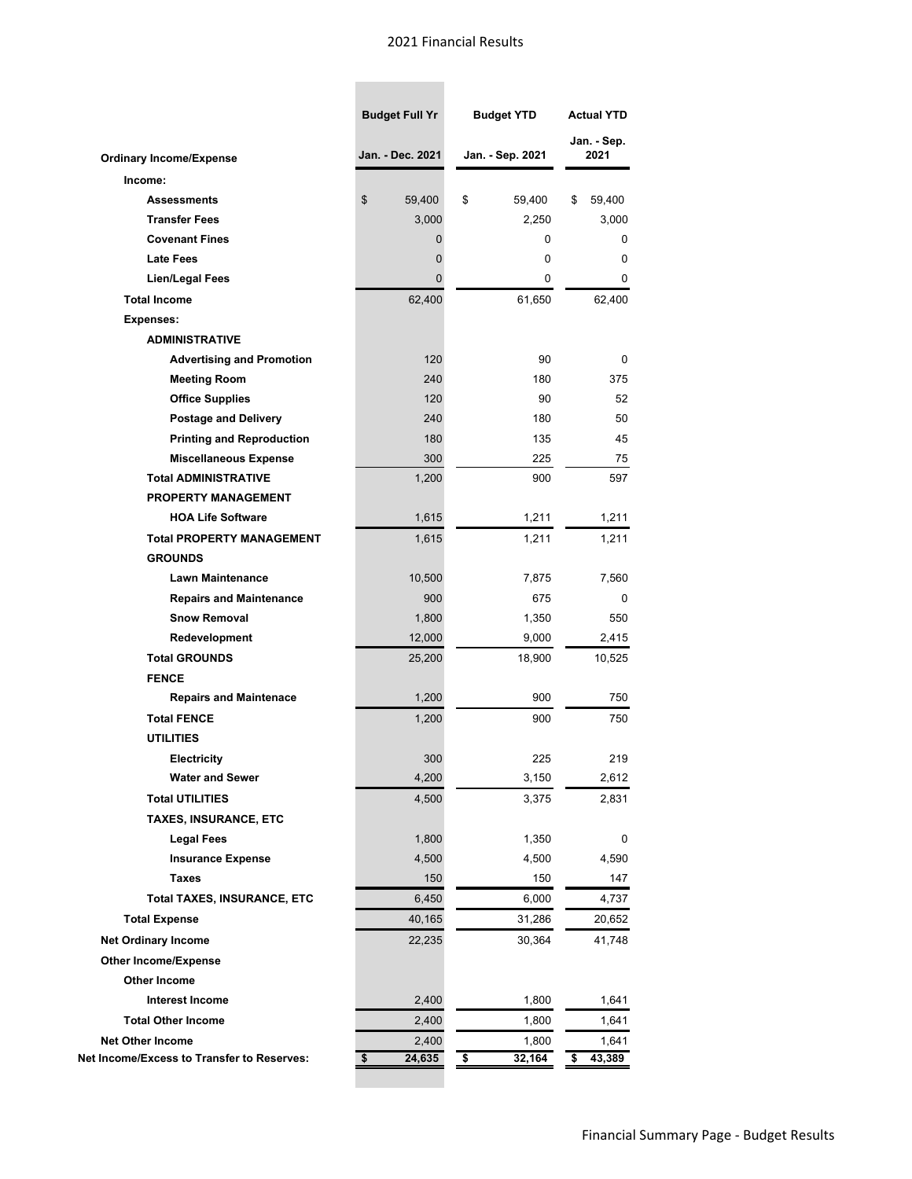# 2021 Financial Results

| | Budget Full Yr | Budget YTD | Actual YTD |
|---|---|---|---|
| **Ordinary Income/Expense** | Jan. - Dec. 2021 | Jan. - Sep. 2021 | Jan. - Sep. 2021 |
| **Income:** | | | |
| **Assessments** | $ 59,400 | $ 59,400 | $ 59,400 |
| **Transfer Fees** | 3,000 | 2,250 | 3,000 |
| **Covenant Fines** | 0 | 0 | 0 |
| **Late Fees** | 0 | 0 | 0 |
| **Lien/Legal Fees** | 0 | 0 | 0 |
| **Total Income** | 62,400 | 61,650 | 62,400 |
| **Expenses:** | | | |
| **ADMINISTRATIVE** | | | |
| **Advertising and Promotion** | 120 | 90 | 0 |
| **Meeting Room** | 240 | 180 | 375 |
| **Office Supplies** | 120 | 90 | 52 |
| **Postage and Delivery** | 240 | 180 | 50 |
| **Printing and Reproduction** | 180 | 135 | 45 |
| **Miscellaneous Expense** | 300 | 225 | 75 |
| **Total ADMINISTRATIVE** | 1,200 | 900 | 597 |
| **PROPERTY MANAGEMENT** | | | |
| **HOA Life Software** | 1,615 | 1,211 | 1,211 |
| **Total PROPERTY MANAGEMENT** | 1,615 | 1,211 | 1,211 |
| **GROUNDS** | | | |
| **Lawn Maintenance** | 10,500 | 7,875 | 7,560 |
| **Repairs and Maintenance** | 900 | 675 | 0 |
| **Snow Removal** | 1,800 | 1,350 | 550 |
| **Redevelopment** | 12,000 | 9,000 | 2,415 |
| **Total GROUNDS** | 25,200 | 18,900 | 10,525 |
| **FENCE** | | | |
| **Repairs and Maintenace** | 1,200 | 900 | 750 |
| **Total FENCE** | 1,200 | 900 | 750 |
| **UTILITIES** | | | |
| **Electricity** | 300 | 225 | 219 |
| **Water and Sewer** | 4,200 | 3,150 | 2,612 |
| **Total UTILITIES** | 4,500 | 3,375 | 2,831 |
| **TAXES, INSURANCE, ETC** | | | |
| **Legal Fees** | 1,800 | 1,350 | 0 |
| **Insurance Expense** | 4,500 | 4,500 | 4,590 |
| **Taxes** | 150 | 150 | 147 |
| **Total TAXES, INSURANCE, ETC** | 6,450 | 6,000 | 4,737 |
| **Total Expense** | 40,165 | 31,286 | 20,652 |
| **Net Ordinary Income** | 22,235 | 30,364 | 41,748 |
| **Other Income/Expense** | | | |
| **Other Income** | | | |
| **Interest Income** | 2,400 | 1,800 | 1,641 |
| **Total Other Income** | 2,400 | 1,800 | 1,641 |
| **Net Other Income** | 2,400 | 1,800 | 1,641 |
| **Net Income/Excess to Transfer to Reserves:** | **$ 24,635** | **$ 32,164** | **$ 43,389** |

Financial Summary Page - Budget Results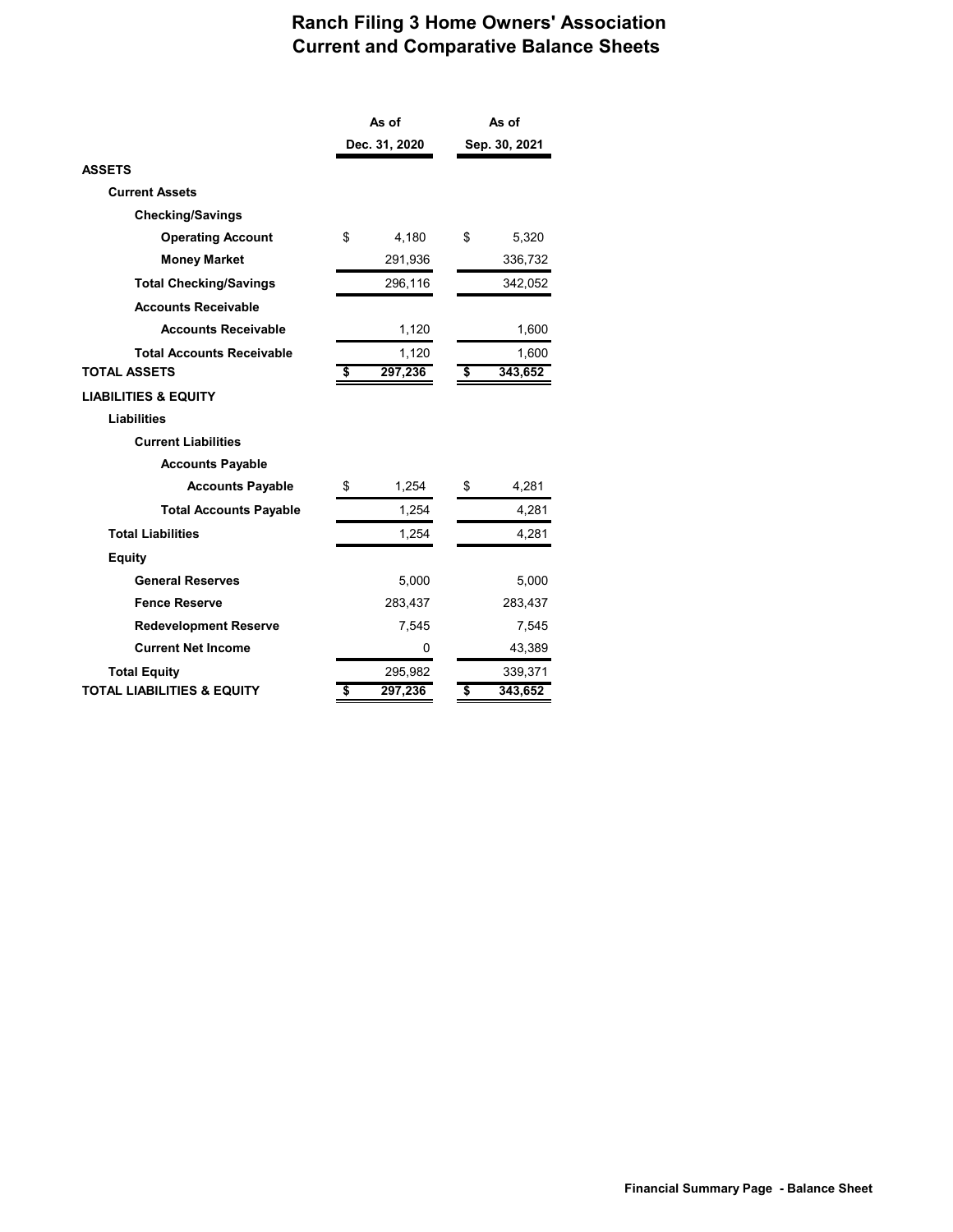# Ranch Filing 3 Home Owners' Association
## Current and Comparative Balance Sheets

| | As of Dec. 31, 2020 | As of Sep. 30, 2021 |
|---|---|---|
| **ASSETS** | | |
| **Current Assets** | | |
| **Checking/Savings** | | |
| **Operating Account** | $ 4,180 | $ 5,320 |
| **Money Market** | 291,936 | 336,732 |
| **Total Checking/Savings** | 296,116 | 342,052 |
| **Accounts Receivable** | | |
| **Accounts Receivable** | 1,120 | 1,600 |
| **Total Accounts Receivable** | 1,120 | 1,600 |
| **TOTAL ASSETS** | **$ 297,236** | **$ 343,652** |
| **LIABILITIES & EQUITY** | | |
| **Liabilities** | | |
| **Current Liabilities** | | |
| **Accounts Payable** | | |
| **Accounts Payable** | $ 1,254 | $ 4,281 |
| **Total Accounts Payable** | 1,254 | 4,281 |
| **Total Liabilities** | 1,254 | 4,281 |
| **Equity** | | |
| **General Reserves** | 5,000 | 5,000 |
| **Fence Reserve** | 283,437 | 283,437 |
| **Redevelopment Reserve** | 7,545 | 7,545 |
| **Current Net Income** | 0 | 43,389 |
| **Total Equity** | 295,982 | 339,371 |
| **TOTAL LIABILITIES & EQUITY** | **$ 297,236** | **$ 343,652** |

**Financial Summary Page - Balance Sheet**